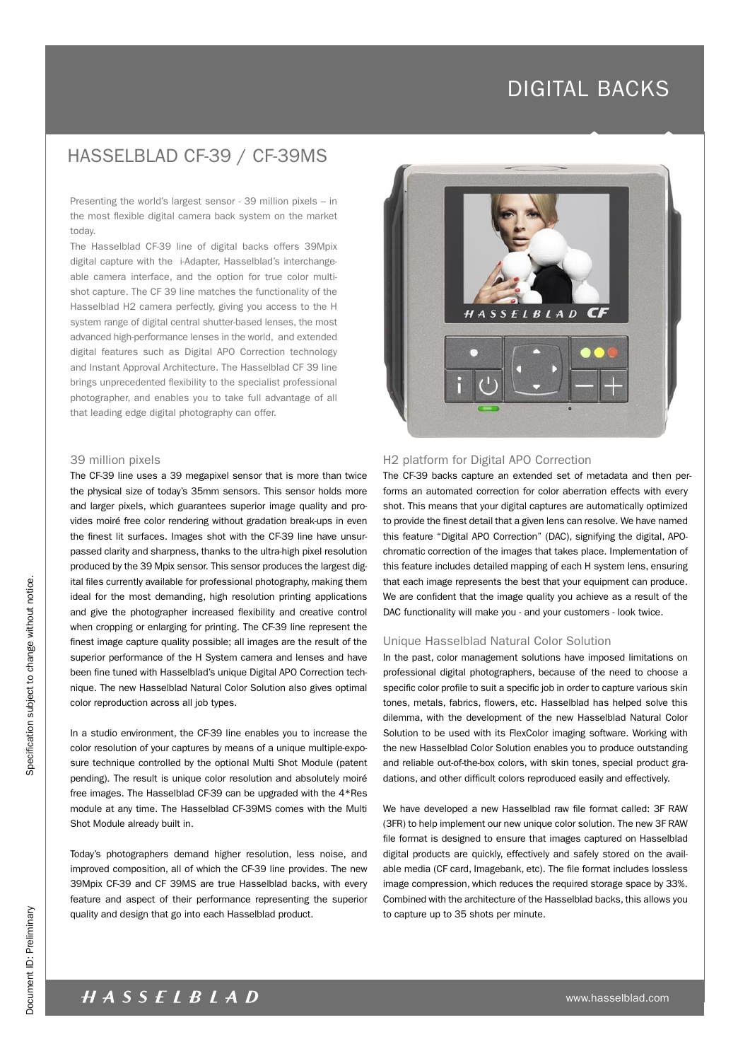# DIGITAL BACKS

## HASSELBLAD CF-39 / CF-39MS

Presenting the world's largest sensor - 39 million pixels – in the most flexible digital camera back system on the market today.

The Hasselblad CF-39 line of digital backs offers 39Mpix digital capture with the i-Adapter, Hasselblad's interchangeable camera interface, and the option for true color multi-shot capture. The CF 39 line matches the functionality of the Hasselblad H2 camera perfectly, giving you access to the H system range of digital central shutter-based lenses, the most advanced high-performance lenses in the world, and extended digital features such as Digital APO Correction technology and Instant Approval Architecture. The Hasselblad CF 39 line brings unprecedented flexibility to the specialist professional photographer, and enables you to take full advantage of all that leading edge digital photography can offer.

### 39 million pixels

The CF-39 line uses a 39 megapixel sensor that is more than twice the physical size of today's 35mm sensors. This sensor holds more and larger pixels, which guarantees superior image quality and provides moiré free color rendering without gradation break-ups in even the finest lit surfaces. Images shot with the CF-39 line have unsurpassed clarity and sharpness, thanks to the ultra-high pixel resolution produced by the 39 Mpix sensor. This sensor produces the largest digital files currently available for professional photography, making them ideal for the most demanding, high resolution printing applications and give the photographer increased flexibility and creative control when cropping or enlarging for printing. The CF-39 line represent the finest image capture quality possible; all images are the result of the superior performance of the H System camera and lenses and have been fine tuned with Hasselblad's unique Digital APO Correction technique. The new Hasselblad Natural Color Solution also gives optimal color reproduction across all job types.

In a studio environment, the CF-39 line enables you to increase the color resolution of your captures by means of a unique multiple-exposure technique controlled by the optional Multi Shot Module (patent pending). The result is unique color resolution and absolutely moiré free images. The Hasselblad CF-39 can be upgraded with the 4*Res module at any time. The Hasselblad CF-39MS comes with the Multi Shot Module already built in.

Today's photographers demand higher resolution, less noise, and improved composition, all of which the CF-39 line provides. The new 39Mpix CF-39 and CF 39MS are true Hasselblad backs, with every feature and aspect of their performance representing the superior quality and design that go into each Hasselblad product.

### H2 platform for Digital APO Correction

The CF-39 backs capture an extended set of metadata and then performs an automated correction for color aberration effects with every shot. This means that your digital captures are automatically optimized to provide the finest detail that a given lens can resolve. We have named this feature "Digital APO Correction" (DAC), signifying the digital, APO-chromatic correction of the images that takes place. Implementation of this feature includes detailed mapping of each H system lens, ensuring that each image represents the best that your equipment can produce. We are confident that the image quality you achieve as a result of the DAC functionality will make you - and your customers - look twice.

### Unique Hasselblad Natural Color Solution

In the past, color management solutions have imposed limitations on professional digital photographers, because of the need to choose a specific color profile to suit a specific job in order to capture various skin tones, metals, fabrics, flowers, etc. Hasselblad has helped solve this dilemma, with the development of the new Hasselblad Natural Color Solution to be used with its FlexColor imaging software. Working with the new Hasselblad Color Solution enables you to produce outstanding and reliable out-of-the-box colors, with skin tones, special product gradations, and other difficult colors reproduced easily and effectively.

We have developed a new Hasselblad raw file format called: 3F RAW (3FR) to help implement our new unique color solution. The new 3F RAW file format is designed to ensure that images captured on Hasselblad digital products are quickly, effectively and safely stored on the available media (CF card, Imagebank, etc). The file format includes lossless image compression, which reduces the required storage space by 33%. Combined with the architecture of the Hasselblad backs, this allows you to capture up to 35 shots per minute.

Specification subject to change without notice.

Document ID: Preliminary

HASSELBLAD

www.hasselblad.com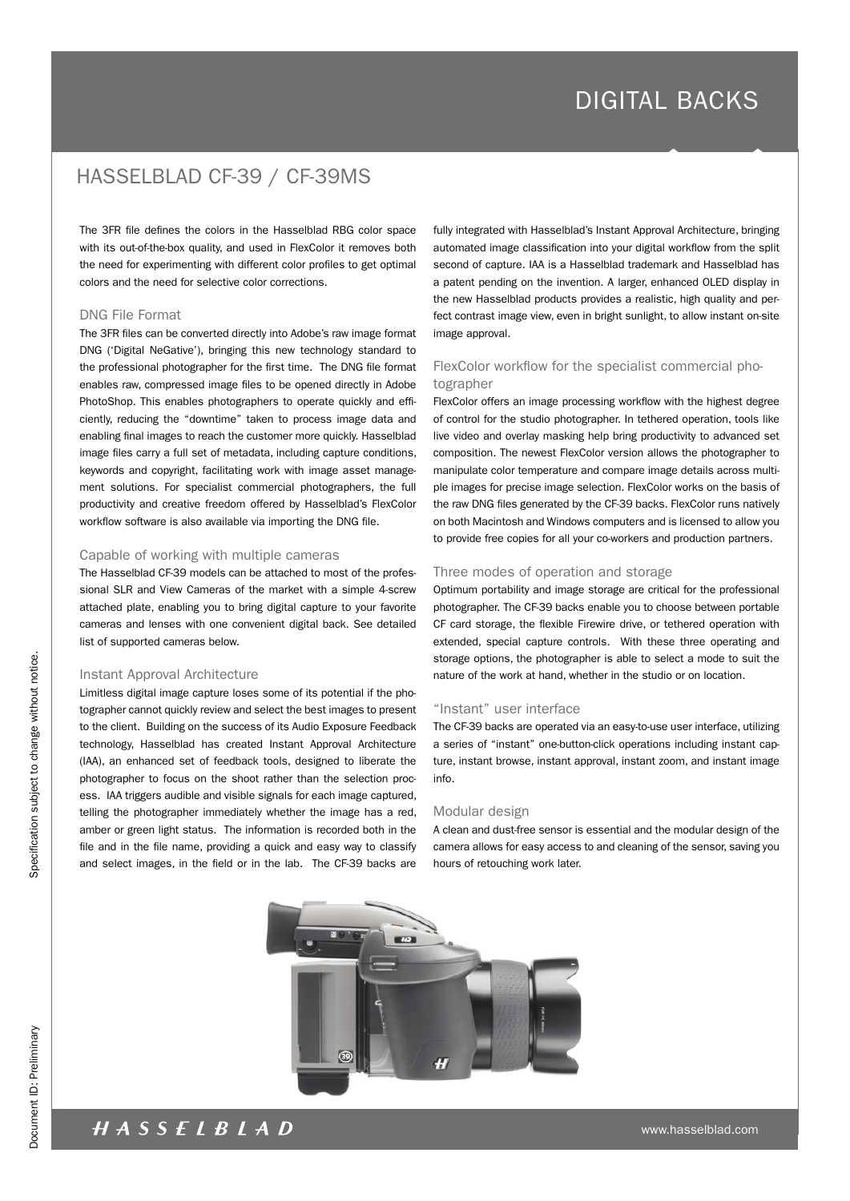# DIGITAL BACKS

## HASSELBLAD CF-39 / CF-39MS

The 3FR file defines the colors in the Hasselblad RBG color space with its out-of-the-box quality, and used in FlexColor it removes both the need for experimenting with different color profiles to get optimal colors and the need for selective color corrections.

### DNG File Format

The 3FR files can be converted directly into Adobe's raw image format DNG ('Digital NeGative'), bringing this new technology standard to the professional photographer for the first time. The DNG file format enables raw, compressed image files to be opened directly in Adobe PhotoShop. This enables photographers to operate quickly and efficiently, reducing the "downtime" taken to process image data and enabling final images to reach the customer more quickly. Hasselblad image files carry a full set of metadata, including capture conditions, keywords and copyright, facilitating work with image asset management solutions. For specialist commercial photographers, the full productivity and creative freedom offered by Hasselblad's FlexColor workflow software is also available via importing the DNG file.

### Capable of working with multiple cameras

The Hasselblad CF-39 models can be attached to most of the professional SLR and View Cameras of the market with a simple 4-screw attached plate, enabling you to bring digital capture to your favorite cameras and lenses with one convenient digital back. See detailed list of supported cameras below.

### Instant Approval Architecture

Limitless digital image capture loses some of its potential if the photographer cannot quickly review and select the best images to present to the client. Building on the success of its Audio Exposure Feedback technology, Hasselblad has created Instant Approval Architecture (IAA), an enhanced set of feedback tools, designed to liberate the photographer to focus on the shoot rather than the selection process. IAA triggers audible and visible signals for each image captured, telling the photographer immediately whether the image has a red, amber or green light status. The information is recorded both in the file and in the file name, providing a quick and easy way to classify and select images, in the field or in the lab. The CF-39 backs are fully integrated with Hasselblad's Instant Approval Architecture, bringing automated image classification into your digital workflow from the split second of capture. IAA is a Hasselblad trademark and Hasselblad has a patent pending on the invention. A larger, enhanced OLED display in the new Hasselblad products provides a realistic, high quality and perfect contrast image view, even in bright sunlight, to allow instant on-site image approval.

### FlexColor workflow for the specialist commercial photographer

FlexColor offers an image processing workflow with the highest degree of control for the studio photographer. In tethered operation, tools like live video and overlay masking help bring productivity to advanced set composition. The newest FlexColor version allows the photographer to manipulate color temperature and compare image details across multiple images for precise image selection. FlexColor works on the basis of the raw DNG files generated by the CF-39 backs. FlexColor runs natively on both Macintosh and Windows computers and is licensed to allow you to provide free copies for all your co-workers and production partners.

### Three modes of operation and storage

Optimum portability and image storage are critical for the professional photographer. The CF-39 backs enable you to choose between portable CF card storage, the flexible Firewire drive, or tethered operation with extended, special capture controls. With these three operating and storage options, the photographer is able to select a mode to suit the nature of the work at hand, whether in the studio or on location.

### "Instant" user interface

The CF-39 backs are operated via an easy-to-use user interface, utilizing a series of "instant" one-button-click operations including instant capture, instant browse, instant approval, instant zoom, and instant image info.

### Modular design

A clean and dust-free sensor is essential and the modular design of the camera allows for easy access to and cleaning of the sensor, saving you hours of retouching work later.

Specification subject to change without notice.

Document ID: Preliminary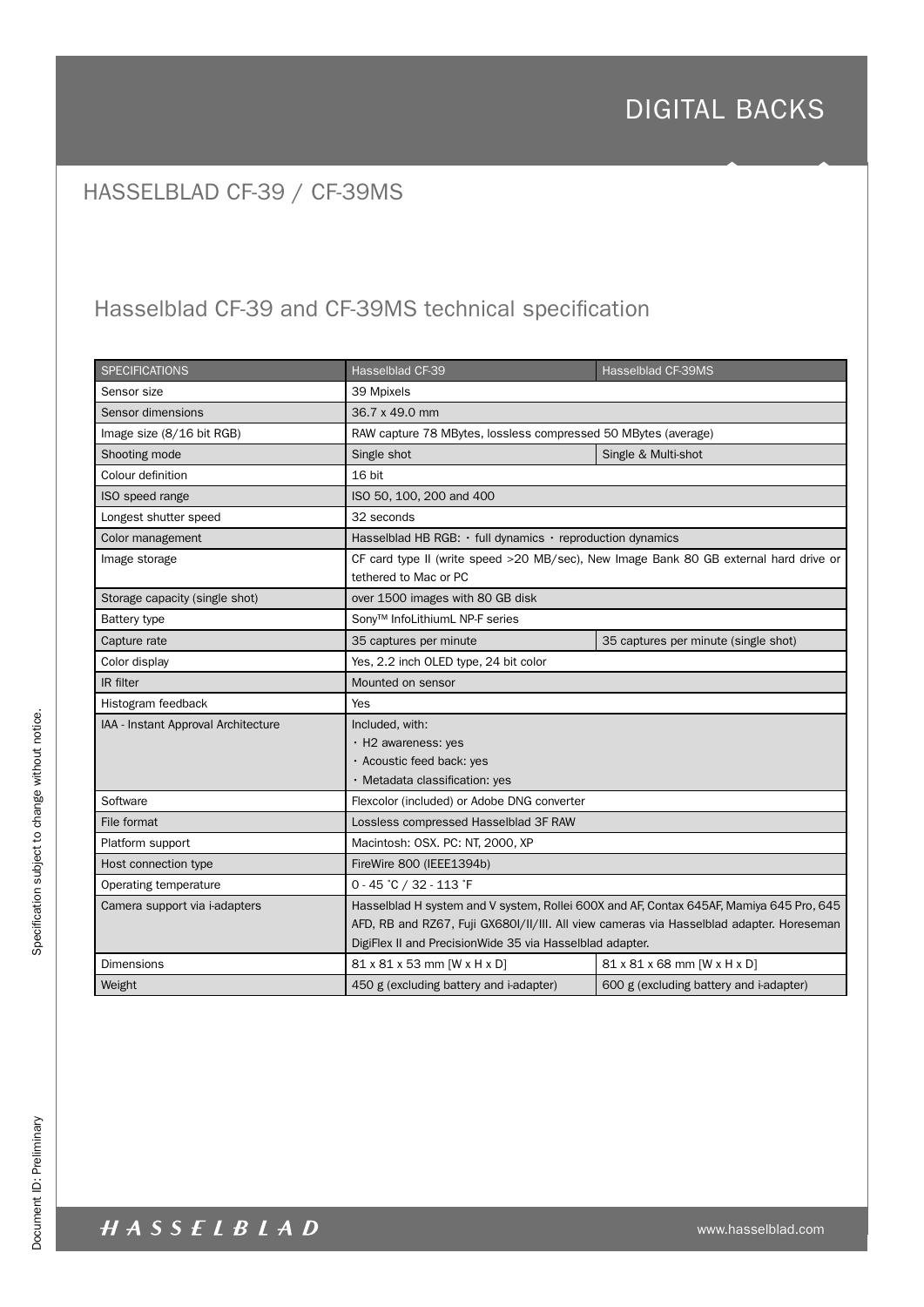# DIGITAL BACKS

## HASSELBLAD CF-39 / CF-39MS

### Hasselblad CF-39 and CF-39MS technical specification

| SPECIFICATIONS | Hasselblad CF-39 | Hasselblad CF-39MS |
|---|---|---|
| Sensor size | 39 Mpixels | |
| Sensor dimensions | 36.7 x 49.0 mm | |
| Image size (8/16 bit RGB) | RAW capture 78 MBytes, lossless compressed 50 MBytes (average) | |
| Shooting mode | Single shot | Single & Multi-shot |
| Colour definition | 16 bit | |
| ISO speed range | ISO 50, 100, 200 and 400 | |
| Longest shutter speed | 32 seconds | |
| Color management | Hasselblad HB RGB: · full dynamics · reproduction dynamics | |
| Image storage | CF card type II (write speed >20 MB/sec), New Image Bank 80 GB external hard drive or tethered to Mac or PC | |
| Storage capacity (single shot) | over 1500 images with 80 GB disk | |
| Battery type | Sony™ InfoLithiumL NP-F series | |
| Capture rate | 35 captures per minute | 35 captures per minute (single shot) |
| Color display | Yes, 2.2 inch OLED type, 24 bit color | |
| IR filter | Mounted on sensor | |
| Histogram feedback | Yes | |
| IAA - Instant Approval Architecture | Included, with:<br>· H2 awareness: yes<br>· Acoustic feed back: yes<br>· Metadata classification: yes | |
| Software | Flexcolor (included) or Adobe DNG converter | |
| File format | Lossless compressed Hasselblad 3F RAW | |
| Platform support | Macintosh: OSX. PC: NT, 2000, XP | |
| Host connection type | FireWire 800 (IEEE1394b) | |
| Operating temperature | 0 - 45 °C / 32 - 113 °F | |
| Camera support via i-adapters | Hasselblad H system and V system, Rollei 600X and AF, Contax 645AF, Mamiya 645 Pro, 645 AFD, RB and RZ67, Fuji GX680I/II/III. All view cameras via Hasselblad adapter. Horeseman DigiFlex II and PrecisionWide 35 via Hasselblad adapter. | |
| Dimensions | 81 x 81 x 53 mm [W x H x D] | 81 x 81 x 68 mm [W x H x D] |
| Weight | 450 g (excluding battery and i-adapter) | 600 g (excluding battery and i-adapter) |

Specification subject to change without notice.

Document ID: Preliminary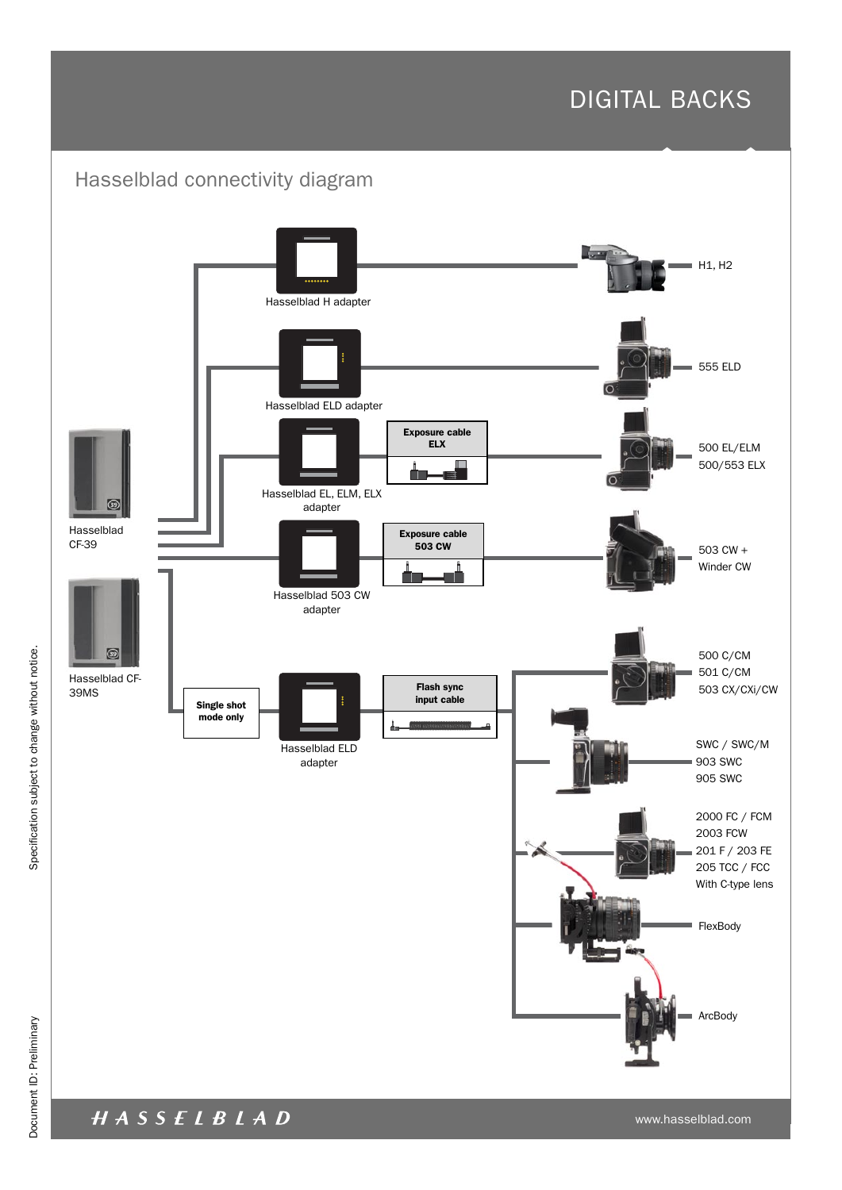# DIGITAL BACKS

## Hasselblad connectivity diagram

Hasselblad H adapter

H1, H2

Hasselblad ELD adapter

555 ELD

Exposure cable ELX

Hasselblad EL, ELM, ELX adapter

500 EL/ELM
500/553 ELX

Hasselblad CF-39

Exposure cable 503 CW

Hasselblad 503 CW adapter

503 CW +
Winder CW

Hasselblad CF-39MS

Single shot mode only

Hasselblad ELD adapter

Flash sync input cable

500 C/CM
501 C/CM
503 CX/CXi/CW

SWC / SWC/M
903 SWC
905 SWC

2000 FC / FCM
2003 FCW
201 F / 203 FE
205 TCC / FCC
With C-type lens

FlexBody

ArcBody

Specification subject to change without notice.

Document ID: Preliminary

HASSELBLAD

www.hasselblad.com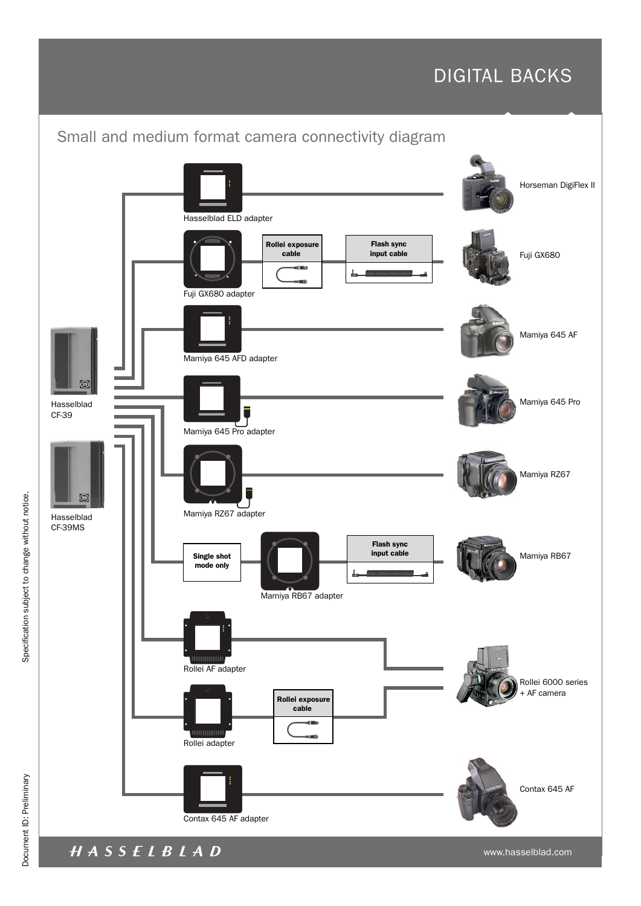# DIGITAL BACKS

## Small and medium format camera connectivity diagram

Hasselblad CF-39

Hasselblad CF-39MS

Hasselblad ELD adapter

Horseman DigiFlex II

Fuji GX680 adapter

**Rollei exposure cable**

**Flash sync input cable**

Fuji GX680

Mamiya 645 AFD adapter

Mamiya 645 AF

Mamiya 645 Pro adapter

Mamiya 645 Pro

Mamiya RZ67 adapter

Mamiya RZ67

**Single shot mode only**

Mamiya RB67 adapter

**Flash sync input cable**

Mamiya RB67

Rollei AF adapter

Rollei adapter

**Rollei exposure cable**

Rollei 6000 series + AF camera

Contax 645 AF adapter

Contax 645 AF

Specification subject to change without notice.

Document ID: Preliminary

HASSELBLAD

www.hasselblad.com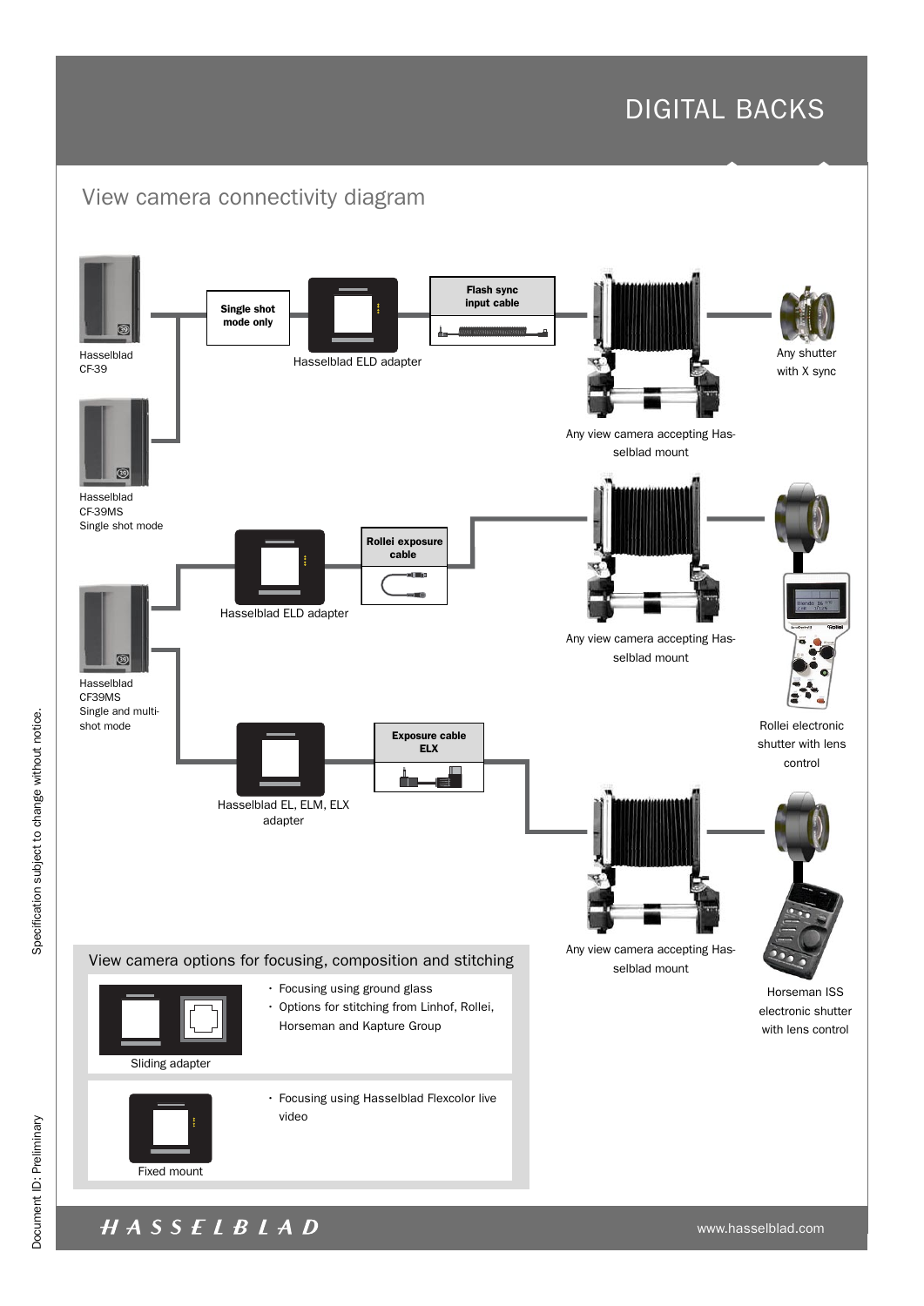# DIGITAL BACKS

## View camera connectivity diagram

Hasselblad CF-39

Hasselblad CF-39MS Single shot mode

Single shot mode only

Hasselblad ELD adapter

Flash sync input cable

Any view camera accepting Hasselblad mount

Any shutter with X sync

Hasselblad CF39MS Single and multi-shot mode

Hasselblad ELD adapter

Rollei exposure cable

Any view camera accepting Hasselblad mount

Rollei electronic shutter with lens control

Hasselblad EL, ELM, ELX adapter

Exposure cable ELX

Any view camera accepting Hasselblad mount

Horseman ISS electronic shutter with lens control

### View camera options for focusing, composition and stitching

Sliding adapter

- Focusing using ground glass
- Options for stitching from Linhof, Rollei, Horseman and Kapture Group

Fixed mount

- Focusing using Hasselblad Flexcolor live video

HASSELBLAD

www.hasselblad.com

Specification subject to change without notice.

Document ID: Preliminary